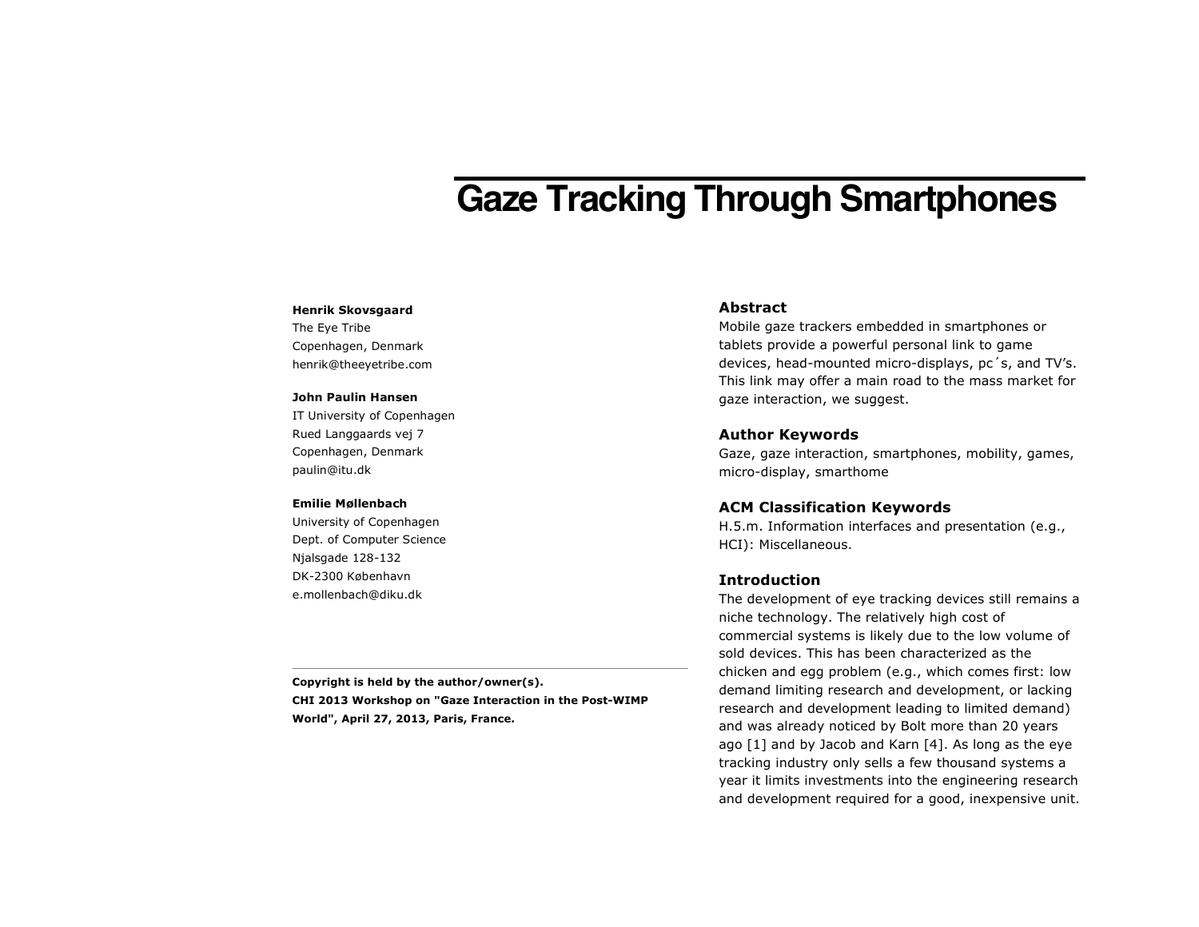# Gaze Tracking Through Smartphones

**Henrik Skovsgaard**
The Eye Tribe
Copenhagen, Denmark
henrik@theeyetribe.com

**John Paulin Hansen**
IT University of Copenhagen
Rued Langgaards vej 7
Copenhagen, Denmark
paulin@itu.dk

**Emilie Møllenbach**
University of Copenhagen
Dept. of Computer Science
Njalsgade 128-132
DK-2300 København
e.mollenbach@diku.dk

**Copyright is held by the author/owner(s).**
**CHI 2013 Workshop on "Gaze Interaction in the Post-WIMP World", April 27, 2013, Paris, France.**

## Abstract

Mobile gaze trackers embedded in smartphones or tablets provide a powerful personal link to game devices, head-mounted micro-displays, pc´s, and TV's. This link may offer a main road to the mass market for gaze interaction, we suggest.

## Author Keywords

Gaze, gaze interaction, smartphones, mobility, games, micro-display, smarthome

## ACM Classification Keywords

H.5.m. Information interfaces and presentation (e.g., HCI): Miscellaneous.

## Introduction

The development of eye tracking devices still remains a niche technology. The relatively high cost of commercial systems is likely due to the low volume of sold devices. This has been characterized as the chicken and egg problem (e.g., which comes first: low demand limiting research and development, or lacking research and development leading to limited demand) and was already noticed by Bolt more than 20 years ago [1] and by Jacob and Karn [4]. As long as the eye tracking industry only sells a few thousand systems a year it limits investments into the engineering research and development required for a good, inexpensive unit.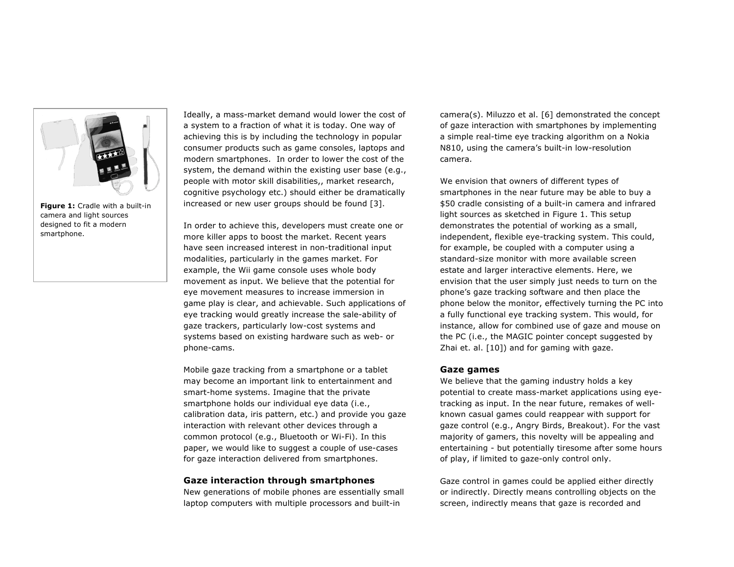Figure 1: Cradle with a built-in camera and light sources designed to fit a modern smartphone.

Ideally, a mass-market demand would lower the cost of a system to a fraction of what it is today. One way of achieving this is by including the technology in popular consumer products such as game consoles, laptops and modern smartphones. In order to lower the cost of the system, the demand within the existing user base (e.g., people with motor skill disabilities,, market research, cognitive psychology etc.) should either be dramatically increased or new user groups should be found [3].

In order to achieve this, developers must create one or more killer apps to boost the market. Recent years have seen increased interest in non-traditional input modalities, particularly in the games market. For example, the Wii game console uses whole body movement as input. We believe that the potential for eye movement measures to increase immersion in game play is clear, and achievable. Such applications of eye tracking would greatly increase the sale-ability of gaze trackers, particularly low-cost systems and systems based on existing hardware such as web- or phone-cams.

Mobile gaze tracking from a smartphone or a tablet may become an important link to entertainment and smart-home systems. Imagine that the private smartphone holds our individual eye data (i.e., calibration data, iris pattern, etc.) and provide you gaze interaction with relevant other devices through a common protocol (e.g., Bluetooth or Wi-Fi). In this paper, we would like to suggest a couple of use-cases for gaze interaction delivered from smartphones.

## Gaze interaction through smartphones

New generations of mobile phones are essentially small laptop computers with multiple processors and built-in camera(s). Miluzzo et al. [6] demonstrated the concept of gaze interaction with smartphones by implementing a simple real-time eye tracking algorithm on a Nokia N810, using the camera's built-in low-resolution camera.

We envision that owners of different types of smartphones in the near future may be able to buy a $50 cradle consisting of a built-in camera and infrared light sources as sketched in Figure 1. This setup demonstrates the potential of working as a small, independent, flexible eye-tracking system. This could, for example, be coupled with a computer using a standard-size monitor with more available screen estate and larger interactive elements. Here, we envision that the user simply just needs to turn on the phone's gaze tracking software and then place the phone below the monitor, effectively turning the PC into a fully functional eye tracking system. This would, for instance, allow for combined use of gaze and mouse on the PC (i.e., the MAGIC pointer concept suggested by Zhai et. al. [10]) and for gaming with gaze.

## Gaze games

We believe that the gaming industry holds a key potential to create mass-market applications using eye-tracking as input. In the near future, remakes of well-known casual games could reappear with support for gaze control (e.g., Angry Birds, Breakout). For the vast majority of gamers, this novelty will be appealing and entertaining - but potentially tiresome after some hours of play, if limited to gaze-only control only.

Gaze control in games could be applied either directly or indirectly. Directly means controlling objects on the screen, indirectly means that gaze is recorded and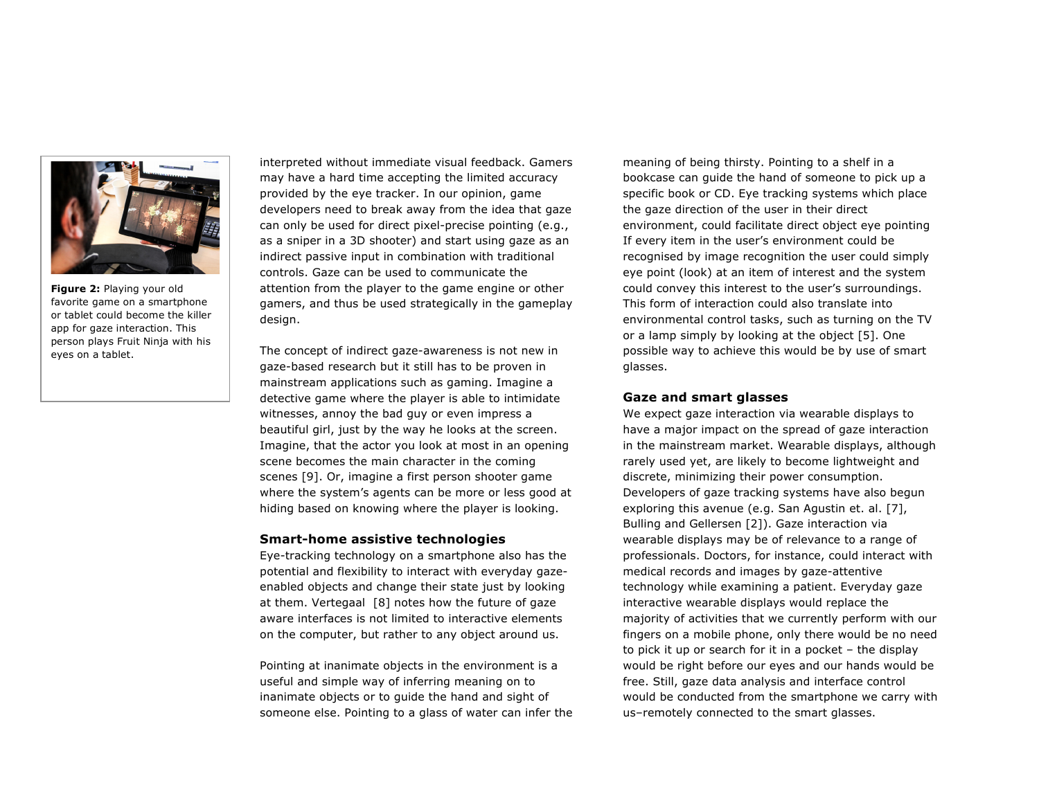**Figure 2:** Playing your old favorite game on a smartphone or tablet could become the killer app for gaze interaction. This person plays Fruit Ninja with his eyes on a tablet.

interpreted without immediate visual feedback. Gamers may have a hard time accepting the limited accuracy provided by the eye tracker. In our opinion, game developers need to break away from the idea that gaze can only be used for direct pixel-precise pointing (e.g., as a sniper in a 3D shooter) and start using gaze as an indirect passive input in combination with traditional controls. Gaze can be used to communicate the attention from the player to the game engine or other gamers, and thus be used strategically in the gameplay design.

The concept of indirect gaze-awareness is not new in gaze-based research but it still has to be proven in mainstream applications such as gaming. Imagine a detective game where the player is able to intimidate witnesses, annoy the bad guy or even impress a beautiful girl, just by the way he looks at the screen. Imagine, that the actor you look at most in an opening scene becomes the main character in the coming scenes [9]. Or, imagine a first person shooter game where the system's agents can be more or less good at hiding based on knowing where the player is looking.

### Smart-home assistive technologies

Eye-tracking technology on a smartphone also has the potential and flexibility to interact with everyday gaze-enabled objects and change their state just by looking at them. Vertegaal [8] notes how the future of gaze aware interfaces is not limited to interactive elements on the computer, but rather to any object around us.

Pointing at inanimate objects in the environment is a useful and simple way of inferring meaning on to inanimate objects or to guide the hand and sight of someone else. Pointing to a glass of water can infer the meaning of being thirsty. Pointing to a shelf in a bookcase can guide the hand of someone to pick up a specific book or CD. Eye tracking systems which place the gaze direction of the user in their direct environment, could facilitate direct object eye pointing If every item in the user's environment could be recognised by image recognition the user could simply eye point (look) at an item of interest and the system could convey this interest to the user's surroundings. This form of interaction could also translate into environmental control tasks, such as turning on the TV or a lamp simply by looking at the object [5]. One possible way to achieve this would be by use of smart glasses.

### Gaze and smart glasses

We expect gaze interaction via wearable displays to have a major impact on the spread of gaze interaction in the mainstream market. Wearable displays, although rarely used yet, are likely to become lightweight and discrete, minimizing their power consumption. Developers of gaze tracking systems have also begun exploring this avenue (e.g. San Agustin et. al. [7], Bulling and Gellersen [2]). Gaze interaction via wearable displays may be of relevance to a range of professionals. Doctors, for instance, could interact with medical records and images by gaze-attentive technology while examining a patient. Everyday gaze interactive wearable displays would replace the majority of activities that we currently perform with our fingers on a mobile phone, only there would be no need to pick it up or search for it in a pocket – the display would be right before our eyes and our hands would be free. Still, gaze data analysis and interface control would be conducted from the smartphone we carry with us–remotely connected to the smart glasses.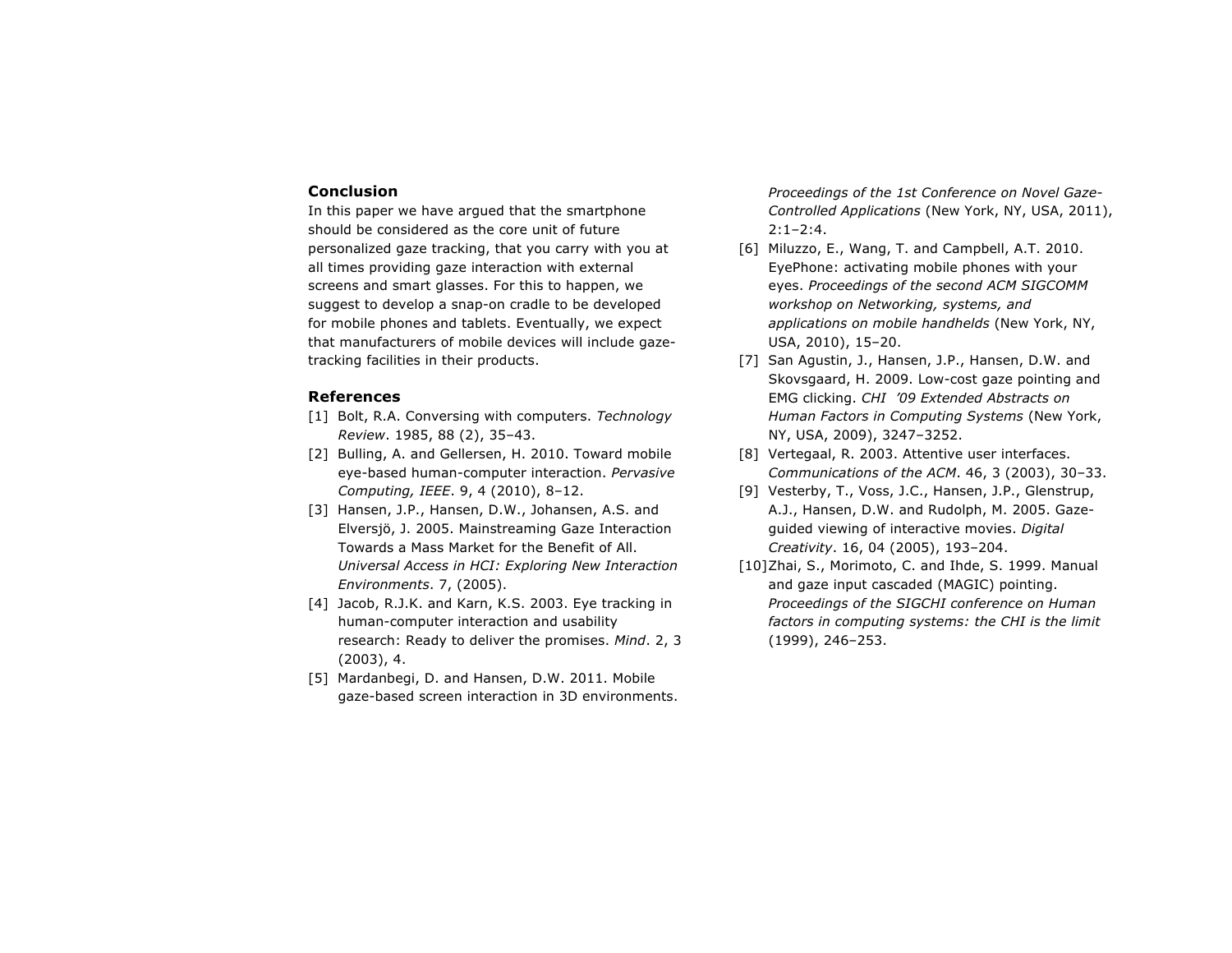## Conclusion

In this paper we have argued that the smartphone should be considered as the core unit of future personalized gaze tracking, that you carry with you at all times providing gaze interaction with external screens and smart glasses. For this to happen, we suggest to develop a snap-on cradle to be developed for mobile phones and tablets. Eventually, we expect that manufacturers of mobile devices will include gaze-tracking facilities in their products.

## References

[1] Bolt, R.A. Conversing with computers. *Technology Review*. 1985, 88 (2), 35–43.

[2] Bulling, A. and Gellersen, H. 2010. Toward mobile eye-based human-computer interaction. *Pervasive Computing, IEEE*. 9, 4 (2010), 8–12.

[3] Hansen, J.P., Hansen, D.W., Johansen, A.S. and Elversjö, J. 2005. Mainstreaming Gaze Interaction Towards a Mass Market for the Benefit of All. *Universal Access in HCI: Exploring New Interaction Environments*. 7, (2005).

[4] Jacob, R.J.K. and Karn, K.S. 2003. Eye tracking in human-computer interaction and usability research: Ready to deliver the promises. *Mind*. 2, 3 (2003), 4.

[5] Mardanbegi, D. and Hansen, D.W. 2011. Mobile gaze-based screen interaction in 3D environments. *Proceedings of the 1st Conference on Novel Gaze-Controlled Applications* (New York, NY, USA, 2011), 2:1–2:4.

[6] Miluzzo, E., Wang, T. and Campbell, A.T. 2010. EyePhone: activating mobile phones with your eyes. *Proceedings of the second ACM SIGCOMM workshop on Networking, systems, and applications on mobile handhelds* (New York, NY, USA, 2010), 15–20.

[7] San Agustin, J., Hansen, J.P., Hansen, D.W. and Skovsgaard, H. 2009. Low-cost gaze pointing and EMG clicking. *CHI '09 Extended Abstracts on Human Factors in Computing Systems* (New York, NY, USA, 2009), 3247–3252.

[8] Vertegaal, R. 2003. Attentive user interfaces. *Communications of the ACM*. 46, 3 (2003), 30–33.

[9] Vesterby, T., Voss, J.C., Hansen, J.P., Glenstrup, A.J., Hansen, D.W. and Rudolph, M. 2005. Gaze-guided viewing of interactive movies. *Digital Creativity*. 16, 04 (2005), 193–204.

[10] Zhai, S., Morimoto, C. and Ihde, S. 1999. Manual and gaze input cascaded (MAGIC) pointing. *Proceedings of the SIGCHI conference on Human factors in computing systems: the CHI is the limit* (1999), 246–253.